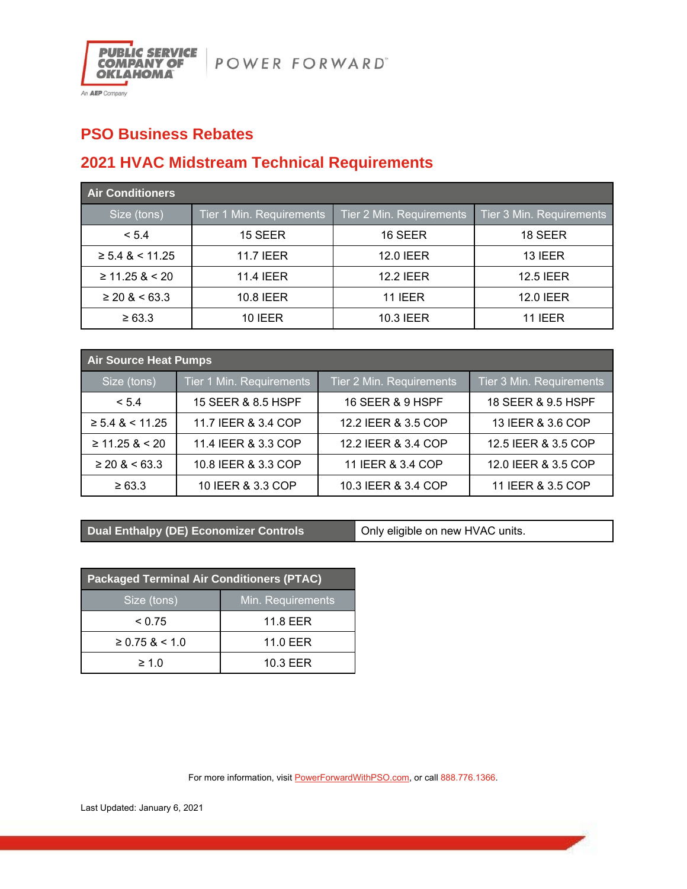# PSO Business Rebates

## 2021 HVAC Midstream Technical Requirements

| Air Conditioners | | | |
|---|---|---|---|
| **Size (tons)** | **Tier 1 Min. Requirements** | **Tier 2 Min. Requirements** | **Tier 3 Min. Requirements** |
| < 5.4 | 15 SEER | 16 SEER | 18 SEER |
| ≥ 5.4 & < 11.25 | 11.7 IEER | 12.0 IEER | 13 IEER |
| ≥ 11.25 & < 20 | 11.4 IEER | 12.2 IEER | 12.5 IEER |
| ≥ 20 & < 63.3 | 10.8 IEER | 11 IEER | 12.0 IEER |
| ≥ 63.3 | 10 IEER | 10.3 IEER | 11 IEER |

| Air Source Heat Pumps | | | |
|---|---|---|---|
| **Size (tons)** | **Tier 1 Min. Requirements** | **Tier 2 Min. Requirements** | **Tier 3 Min. Requirements** |
| < 5.4 | 15 SEER & 8.5 HSPF | 16 SEER & 9 HSPF | 18 SEER & 9.5 HSPF |
| ≥ 5.4 & < 11.25 | 11.7 IEER & 3.4 COP | 12.2 IEER & 3.5 COP | 13 IEER & 3.6 COP |
| ≥ 11.25 & < 20 | 11.4 IEER & 3.3 COP | 12.2 IEER & 3.4 COP | 12.5 IEER & 3.5 COP |
| ≥ 20 & < 63.3 | 10.8 IEER & 3.3 COP | 11 IEER & 3.4 COP | 12.0 IEER & 3.5 COP |
| ≥ 63.3 | 10 IEER & 3.3 COP | 10.3 IEER & 3.4 COP | 11 IEER & 3.5 COP |

| Dual Enthalpy (DE) Economizer Controls | Only eligible on new HVAC units. |
|---|---|

| Packaged Terminal Air Conditioners (PTAC) | |
|---|---|
| **Size (tons)** | **Min. Requirements** |
| < 0.75 | 11.8 EER |
| ≥ 0.75 & < 1.0 | 11.0 EER |
| ≥ 1.0 | 10.3 EER |

For more information, visit PowerForwardWithPSO.com, or call 888.776.1366.

Last Updated: January 6, 2021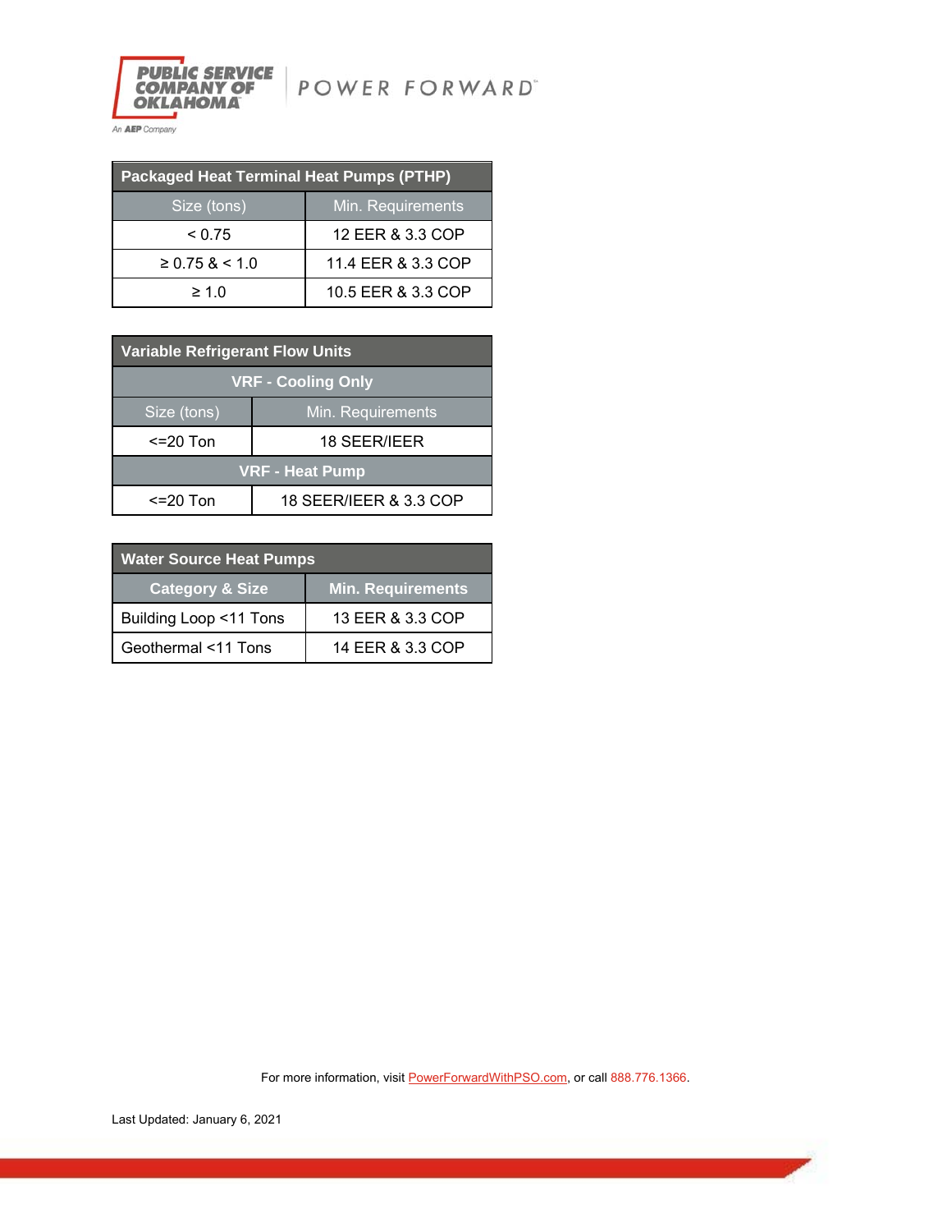| Packaged Heat Terminal Heat Pumps (PTHP) | |
|---|---|
| Size (tons) | Min. Requirements |
| < 0.75 | 12 EER & 3.3 COP |
| ≥ 0.75 & < 1.0 | 11.4 EER & 3.3 COP |
| ≥ 1.0 | 10.5 EER & 3.3 COP |

| Variable Refrigerant Flow Units | |
|---|---|
| VRF - Cooling Only | |
| Size (tons) | Min. Requirements |
| <=20 Ton | 18 SEER/IEER |
| VRF - Heat Pump | |
| <=20 Ton | 18 SEER/IEER & 3.3 COP |

| Water Source Heat Pumps | |
|---|---|
| **Category & Size** | **Min. Requirements** |
| Building Loop <11 Tons | 13 EER & 3.3 COP |
| Geothermal <11 Tons | 14 EER & 3.3 COP |

For more information, visit PowerForwardWithPSO.com, or call 888.776.1366.

Last Updated: January 6, 2021